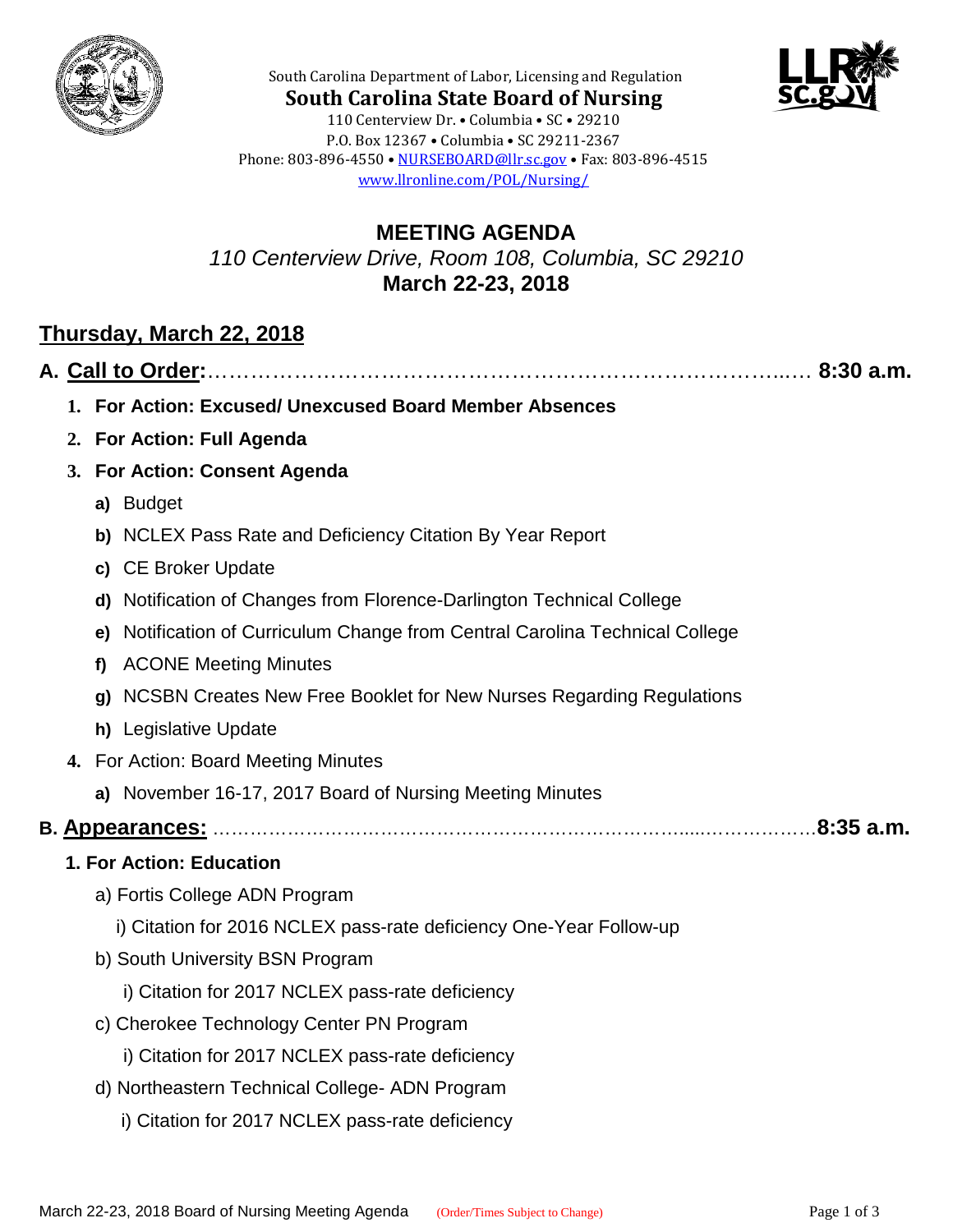South Carolina Department of Labor, Licensing and Regulation

**South Carolina State Board of Nursing**

110 Centerview Dr. • Columbia • SC • 29210
P.O. Box 12367 • Columbia • SC 29211-2367
Phone: 803-896-4550 • NURSEBOARD@llr.sc.gov • Fax: 803-896-4515
www.llronline.com/POL/Nursing/

# MEETING AGENDA

*110 Centerview Drive, Room 108, Columbia, SC 29210*

**March 22-23, 2018**

## Thursday, March 22, 2018

### A. Call to Order:………………………………………………………………………... 8:30 a.m.

1. **For Action: Excused/ Unexcused Board Member Absences**
2. **For Action: Full Agenda**
3. **For Action: Consent Agenda**
   - **a)** Budget
   - **b)** NCLEX Pass Rate and Deficiency Citation By Year Report
   - **c)** CE Broker Update
   - **d)** Notification of Changes from Florence-Darlington Technical College
   - **e)** Notification of Curriculum Change from Central Carolina Technical College
   - **f)** ACONE Meeting Minutes
   - **g)** NCSBN Creates New Free Booklet for New Nurses Regarding Regulations
   - **h)** Legislative Update
4. For Action: Board Meeting Minutes
   - **a)** November 16-17, 2017 Board of Nursing Meeting Minutes

### B. Appearances: ……………………………………………………………………......………………8:35 a.m.

**1. For Action: Education**

- a) Fortis College ADN Program
  - i) Citation for 2016 NCLEX pass-rate deficiency One-Year Follow-up
- b) South University BSN Program
  - i) Citation for 2017 NCLEX pass-rate deficiency
- c) Cherokee Technology Center PN Program
  - i) Citation for 2017 NCLEX pass-rate deficiency
- d) Northeastern Technical College- ADN Program
  - i) Citation for 2017 NCLEX pass-rate deficiency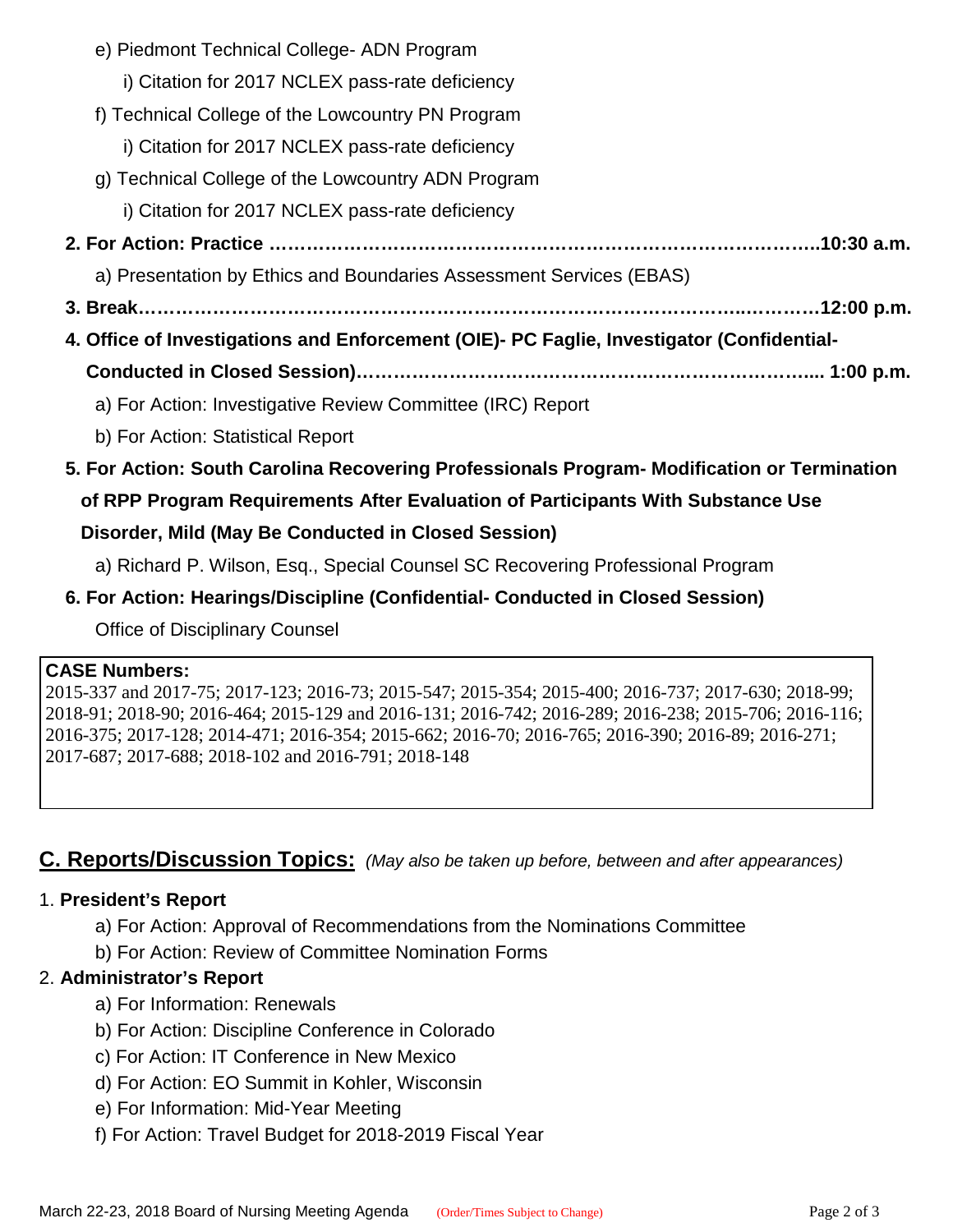e) Piedmont Technical College- ADN Program

i) Citation for 2017 NCLEX pass-rate deficiency

f) Technical College of the Lowcountry PN Program

i) Citation for 2017 NCLEX pass-rate deficiency

g) Technical College of the Lowcountry ADN Program

i) Citation for 2017 NCLEX pass-rate deficiency

**2. For Action: Practice ……………………………………………………………………………..10:30 a.m.**

a) Presentation by Ethics and Boundaries Assessment Services (EBAS)

**3. Break……………………………………………………………………………………..…………12:00 p.m.**

**4. Office of Investigations and Enforcement (OIE)- PC Faglie, Investigator (Confidential- Conducted in Closed Session)…………………………………………………………….... 1:00 p.m.**

a) For Action: Investigative Review Committee (IRC) Report

b) For Action: Statistical Report

**5. For Action: South Carolina Recovering Professionals Program- Modification or Termination of RPP Program Requirements After Evaluation of Participants With Substance Use Disorder, Mild (May Be Conducted in Closed Session)**

a) Richard P. Wilson, Esq., Special Counsel SC Recovering Professional Program

**6. For Action: Hearings/Discipline (Confidential- Conducted in Closed Session)**

Office of Disciplinary Counsel

**CASE Numbers:**
2015-337 and 2017-75; 2017-123; 2016-73; 2015-547; 2015-354; 2015-400; 2016-737; 2017-630; 2018-99; 2018-91; 2018-90; 2016-464; 2015-129 and 2016-131; 2016-742; 2016-289; 2016-238; 2015-706; 2016-116; 2016-375; 2017-128; 2014-471; 2016-354; 2015-662; 2016-70; 2016-765; 2016-390; 2016-89; 2016-271; 2017-687; 2017-688; 2018-102 and 2016-791; 2018-148

## C. Reports/Discussion Topics: *(May also be taken up before, between and after appearances)*

1. **President's Report**
   - a) For Action: Approval of Recommendations from the Nominations Committee
   - b) For Action: Review of Committee Nomination Forms
2. **Administrator's Report**
   - a) For Information: Renewals
   - b) For Action: Discipline Conference in Colorado
   - c) For Action: IT Conference in New Mexico
   - d) For Action: EO Summit in Kohler, Wisconsin
   - e) For Information: Mid-Year Meeting
   - f) For Action: Travel Budget for 2018-2019 Fiscal Year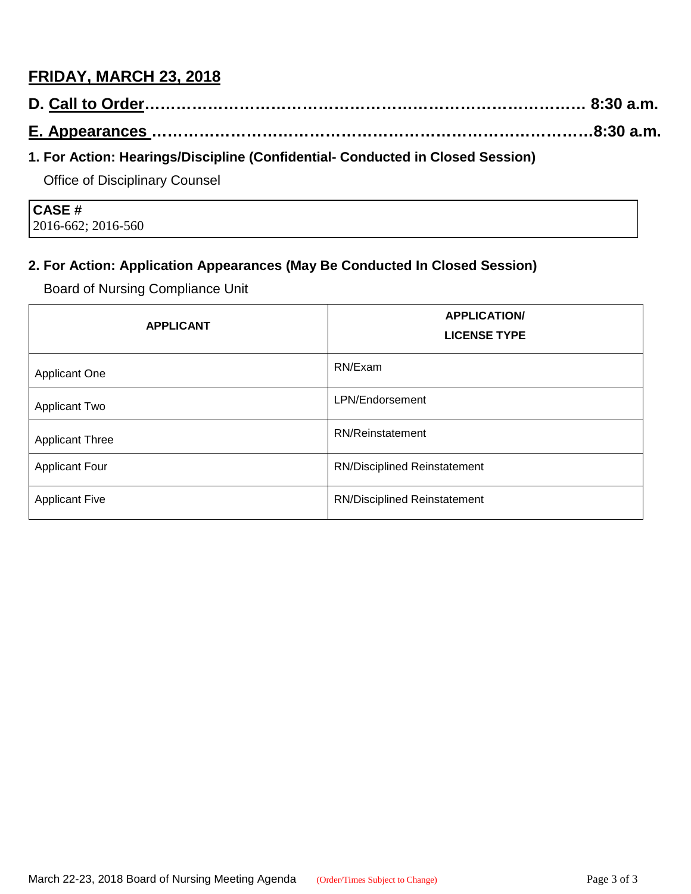## FRIDAY, MARCH 23, 2018

**D. Call to Order……………………………………………………………………… 8:30 a.m.**

**E. Appearances ……………………………………………………………………….8:30 a.m.**

**1. For Action: Hearings/Discipline (Confidential- Conducted in Closed Session)**

Office of Disciplinary Counsel

| **CASE #** |
|---|
| 2016-662; 2016-560 |

**2. For Action: Application Appearances (May Be Conducted In Closed Session)**

Board of Nursing Compliance Unit

| APPLICANT | APPLICATION/ LICENSE TYPE |
|---|---|
| Applicant One | RN/Exam |
| Applicant Two | LPN/Endorsement |
| Applicant Three | RN/Reinstatement |
| Applicant Four | RN/Disciplined Reinstatement |
| Applicant Five | RN/Disciplined Reinstatement |